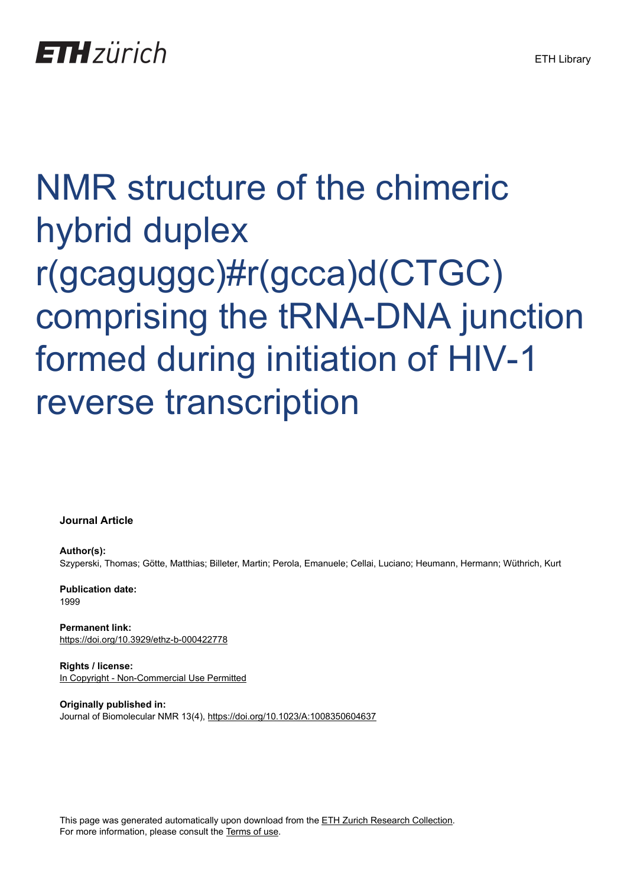ETH Library

# NMR structure of the chimeric hybrid duplex r(gcaguggc)#r(gcca)d(CTGC) comprising the tRNA-DNA junction formed during initiation of HIV-1 reverse transcription

**Journal Article**

**Author(s):**
Szyperski, Thomas; Götte, Matthias; Billeter, Martin; Perola, Emanuele; Cellai, Luciano; Heumann, Hermann; Wüthrich, Kurt

**Publication date:**
1999

**Permanent link:**
https://doi.org/10.3929/ethz-b-000422778

**Rights / license:**
In Copyright - Non-Commercial Use Permitted

**Originally published in:**
Journal of Biomolecular NMR 13(4), https://doi.org/10.1023/A:1008350604637

This page was generated automatically upon download from the ETH Zurich Research Collection.
For more information, please consult the Terms of use.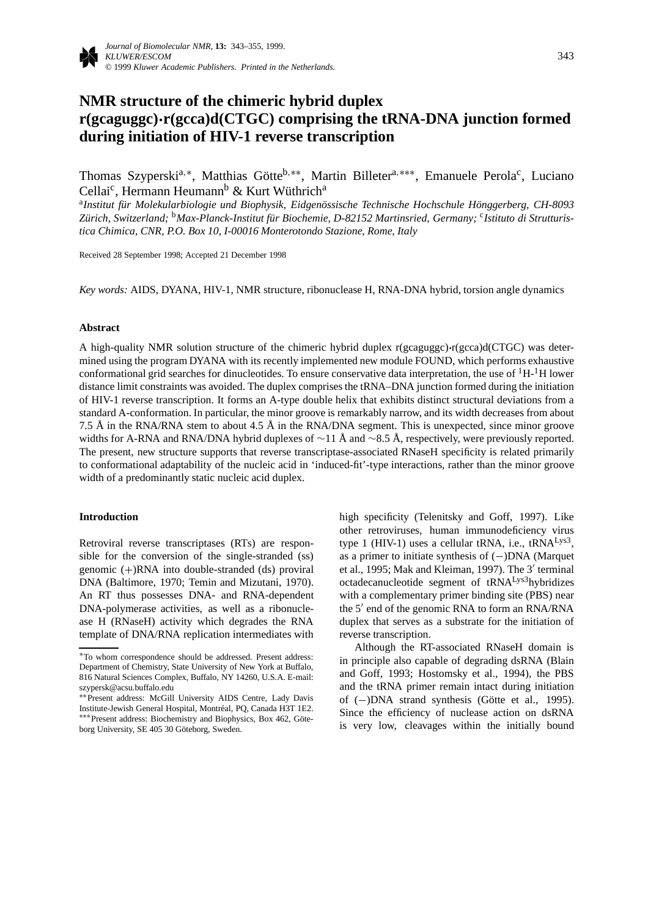# NMR structure of the chimeric hybrid duplex r(gcaguggc)•r(gcca)d(CTGC) comprising the tRNA-DNA junction formed during initiation of HIV-1 reverse transcription

Thomas Szyperski[a,*], Matthias Götte[b,**], Martin Billeter[a,***], Emanuele Perola[c], Luciano Cellai[c], Hermann Heumann[b] & Kurt Wüthrich[a]

[a]*Institut für Molekularbiologie und Biophysik, Eidgenössische Technische Hochschule Hönggerberg, CH-8093 Zürich, Switzerland;* [b]*Max-Planck-Institut für Biochemie, D-82152 Martinsried, Germany;* [c]*Istituto di Strutturistica Chimica, CNR, P.O. Box 10, I-00016 Monterotondo Stazione, Rome, Italy*

Received 28 September 1998; Accepted 21 December 1998

*Key words:* AIDS, DYANA, HIV-1, NMR structure, ribonuclease H, RNA-DNA hybrid, torsion angle dynamics

## Abstract

A high-quality NMR solution structure of the chimeric hybrid duplex r(gcaguggc)•r(gcca)d(CTGC) was determined using the program DYANA with its recently implemented new module FOUND, which performs exhaustive conformational grid searches for dinucleotides. To ensure conservative data interpretation, the use of $^{1}$H-$^{1}$H lower distance limit constraints was avoided. The duplex comprises the tRNA–DNA junction formed during the initiation of HIV-1 reverse transcription. It forms an A-type double helix that exhibits distinct structural deviations from a standard A-conformation. In particular, the minor groove is remarkably narrow, and its width decreases from about 7.5 Å in the RNA/RNA stem to about 4.5 Å in the RNA/DNA segment. This is unexpected, since minor groove widths for A-RNA and RNA/DNA hybrid duplexes of ∼11 Å and ∼8.5 Å, respectively, were previously reported. The present, new structure supports that reverse transcriptase-associated RNaseH specificity is related primarily to conformational adaptability of the nucleic acid in 'induced-fit'-type interactions, rather than the minor groove width of a predominantly static nucleic acid duplex.

## Introduction

Retroviral reverse transcriptases (RTs) are responsible for the conversion of the single-stranded (ss) genomic (+)RNA into double-stranded (ds) proviral DNA (Baltimore, 1970; Temin and Mizutani, 1970). An RT thus possesses DNA- and RNA-dependent DNA-polymerase activities, as well as a ribonuclease H (RNaseH) activity which degrades the RNA template of DNA/RNA replication intermediates with high specificity (Telenitsky and Goff, 1997). Like other retroviruses, human immunodeficiency virus type 1 (HIV-1) uses a cellular tRNA, i.e., tRNA$^{Lys3}$, as a primer to initiate synthesis of (−)DNA (Marquet et al., 1995; Mak and Kleiman, 1997). The 3′ terminal octadecanucleotide segment of tRNA$^{Lys3}$hybridizes with a complementary primer binding site (PBS) near the 5′ end of the genomic RNA to form an RNA/RNA duplex that serves as a substrate for the initiation of reverse transcription.

Although the RT-associated RNaseH domain is in principle also capable of degrading dsRNA (Blain and Goff, 1993; Hostomsky et al., 1994), the PBS and the tRNA primer remain intact during initiation of (−)DNA strand synthesis (Götte et al., 1995). Since the efficiency of nuclease action on dsRNA is very low, cleavages within the initially bound

---

*To whom correspondence should be addressed. Present address: Department of Chemistry, State University of New York at Buffalo, 816 Natural Sciences Complex, Buffalo, NY 14260, U.S.A. E-mail: szypersk@acsu.buffalo.edu

**Present address: McGill University AIDS Centre, Lady Davis Institute-Jewish General Hospital, Montréal, PQ, Canada H3T 1E2.

***Present address: Biochemistry and Biophysics, Box 462, Göteborg University, SE 405 30 Göteborg, Sweden.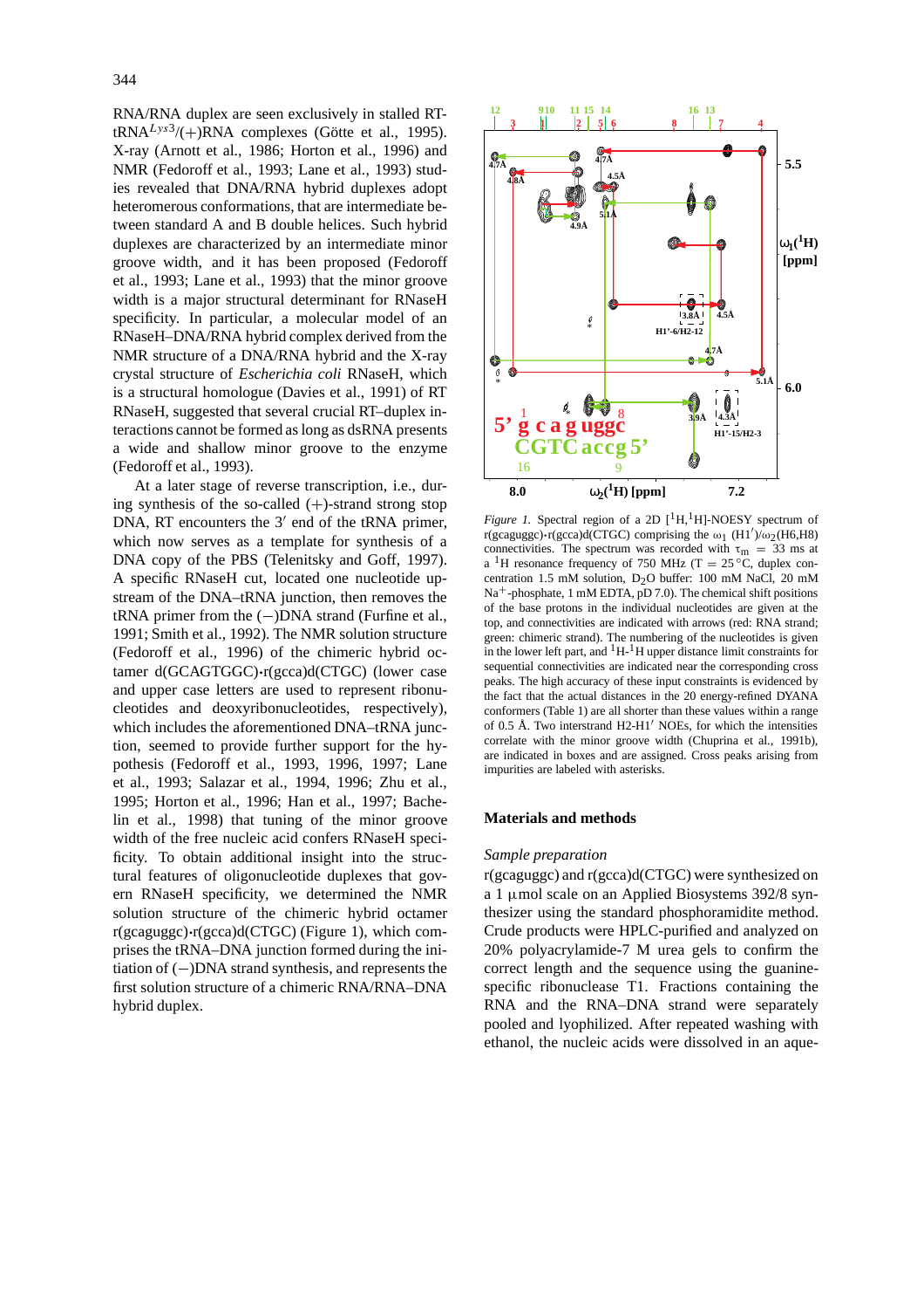RNA/RNA duplex are seen exclusively in stalled RT-tRNA$^{Lys3}$/(+)RNA complexes (Götte et al., 1995). X-ray (Arnott et al., 1986; Horton et al., 1996) and NMR (Fedoroff et al., 1993; Lane et al., 1993) studies revealed that DNA/RNA hybrid duplexes adopt heteromerous conformations, that are intermediate between standard A and B double helices. Such hybrid duplexes are characterized by an intermediate minor groove width, and it has been proposed (Fedoroff et al., 1993; Lane et al., 1993) that the minor groove width is a major structural determinant for RNaseH specificity. In particular, a molecular model of an RNaseH–DNA/RNA hybrid complex derived from the NMR structure of a DNA/RNA hybrid and the X-ray crystal structure of *Escherichia coli* RNaseH, which is a structural homologue (Davies et al., 1991) of RT RNaseH, suggested that several crucial RT–duplex interactions cannot be formed as long as dsRNA presents a wide and shallow minor groove to the enzyme (Fedoroff et al., 1993).

At a later stage of reverse transcription, i.e., during synthesis of the so-called (+)-strand strong stop DNA, RT encounters the 3′ end of the tRNA primer, which now serves as a template for synthesis of a DNA copy of the PBS (Telenitsky and Goff, 1997). A specific RNaseH cut, located one nucleotide upstream of the DNA–tRNA junction, then removes the tRNA primer from the (−)DNA strand (Furfine et al., 1991; Smith et al., 1992). The NMR solution structure (Fedoroff et al., 1996) of the chimeric hybrid octamer d(GCAGTGGC)·r(gcca)d(CTGC) (lower case and upper case letters are used to represent ribonucleotides and deoxyribonucleotides, respectively), which includes the aforementioned DNA–tRNA junction, seemed to provide further support for the hypothesis (Fedoroff et al., 1993, 1996, 1997; Lane et al., 1993; Salazar et al., 1994, 1996; Zhu et al., 1995; Horton et al., 1996; Han et al., 1997; Bachelin et al., 1998) that tuning of the minor groove width of the free nucleic acid confers RNaseH specificity. To obtain additional insight into the structural features of oligonucleotide duplexes that govern RNaseH specificity, we determined the NMR solution structure of the chimeric hybrid octamer r(gcaguggc)·r(gcca)d(CTGC) (Figure 1), which comprises the tRNA–DNA junction formed during the initiation of (−)DNA strand synthesis, and represents the first solution structure of a chimeric RNA/RNA–DNA hybrid duplex.

*Figure 1.* Spectral region of a 2D [$^1$H,$^1$H]-NOESY spectrum of r(gcaguggc)·r(gcca)d(CTGC) comprising the $\omega_1$ (H1′)/$\omega_2$(H6,H8) connectivities. The spectrum was recorded with $\tau_m$ = 33 ms at a $^1$H resonance frequency of 750 MHz (T = 25 °C, duplex concentration 1.5 mM solution, $D_2O$ buffer: 100 mM NaCl, 20 mM $Na^+$-phosphate, 1 mM EDTA, pD 7.0). The chemical shift positions of the base protons in the individual nucleotides are given at the top, and connectivities are indicated with arrows (red: RNA strand; green: chimeric strand). The numbering of the nucleotides is given in the lower left part, and $^1$H-$^1$H upper distance limit constraints for sequential connectivities are indicated near the corresponding cross peaks. The high accuracy of these input constraints is evidenced by the fact that the actual distances in the 20 energy-refined DYANA conformers (Table 1) are all shorter than these values within a range of 0.5 Å. Two interstrand H2-H1′ NOEs, for which the intensities correlate with the minor groove width (Chuprina et al., 1991b), are indicated in boxes and are assigned. Cross peaks arising from impurities are labeled with asterisks.

## Materials and methods

### *Sample preparation*

r(gcaguggc) and r(gcca)d(CTGC) were synthesized on a 1 µmol scale on an Applied Biosystems 392/8 synthesizer using the standard phosphoramidite method. Crude products were HPLC-purified and analyzed on 20% polyacrylamide-7 M urea gels to confirm the correct length and the sequence using the guanine-specific ribonuclease T1. Fractions containing the RNA and the RNA–DNA strand were separately pooled and lyophilized. After repeated washing with ethanol, the nucleic acids were dissolved in an aque-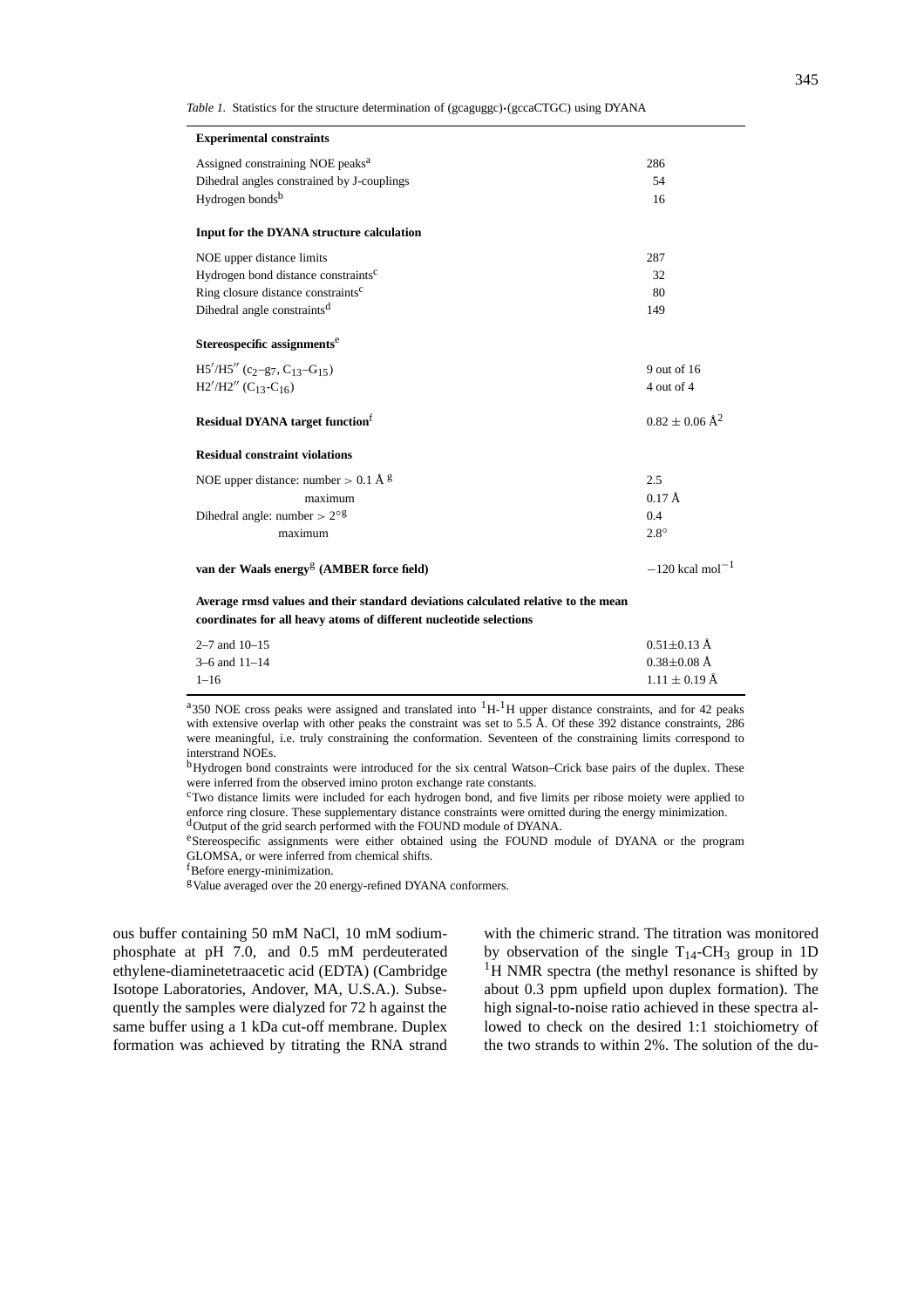*Table 1.* Statistics for the structure determination of (gcaguggc)·(gccaCTGC) using DYANA

| **Experimental constraints** | |
|---|---|
| Assigned constraining NOE peaks[a] | 286 |
| Dihedral angles constrained by J-couplings | 54 |
| Hydrogen bonds[b] | 16 |
| **Input for the DYANA structure calculation** | |
| NOE upper distance limits | 287 |
| Hydrogen bond distance constraints[c] | 32 |
| Ring closure distance constraints[c] | 80 |
| Dihedral angle constraints[d] | 149 |
| **Stereospecific assignments[e]** | |
| $H5'/H5''$ ($c_2$–$g_7$, $C_{13}$–$G_{15}$) | 9 out of 16 |
| $H2'/H2''$ ($C_{13}$-$C_{16}$) | 4 out of 4 |
| **Residual DYANA target function[f]** | $0.82 \pm 0.06$ Å$^2$ |
| **Residual constraint violations** | |
| NOE upper distance: number $> 0.1$ Å [g] | 2.5 |
| maximum | 0.17 Å |
| Dihedral angle: number $> 2°$[g] | 0.4 |
| maximum | 2.8° |
| **van der Waals energy[g] (AMBER force field)** | $-120$ kcal mol$^{-1}$ |
| **Average rmsd values and their standard deviations calculated relative to the mean coordinates for all heavy atoms of different nucleotide selections** | |
| 2–7 and 10–15 | $0.51 \pm 0.13$ Å |
| 3–6 and 11–14 | $0.38 \pm 0.08$ Å |
| 1–16 | $1.11 \pm 0.19$ Å |

[a] 350 NOE cross peaks were assigned and translated into $^1$H-$^1$H upper distance constraints, and for 42 peaks with extensive overlap with other peaks the constraint was set to 5.5 Å. Of these 392 distance constraints, 286 were meaningful, i.e. truly constraining the conformation. Seventeen of the constraining limits correspond to interstrand NOEs.

[b] Hydrogen bond constraints were introduced for the six central Watson–Crick base pairs of the duplex. These were inferred from the observed imino proton exchange rate constants.

[c] Two distance limits were included for each hydrogen bond, and five limits per ribose moiety were applied to enforce ring closure. These supplementary distance constraints were omitted during the energy minimization.

[d] Output of the grid search performed with the FOUND module of DYANA.

[e] Stereospecific assignments were either obtained using the FOUND module of DYANA or the program GLOMSA, or were inferred from chemical shifts.

[f] Before energy-minimization.

[g] Value averaged over the 20 energy-refined DYANA conformers.

ous buffer containing 50 mM NaCl, 10 mM sodium-phosphate at pH 7.0, and 0.5 mM perdeuterated ethylene-diaminetetraacetic acid (EDTA) (Cambridge Isotope Laboratories, Andover, MA, U.S.A.). Subsequently the samples were dialyzed for 72 h against the same buffer using a 1 kDa cut-off membrane. Duplex formation was achieved by titrating the RNA strand with the chimeric strand. The titration was monitored by observation of the single $T_{14}$-$CH_3$ group in 1D $^1$H NMR spectra (the methyl resonance is shifted by about 0.3 ppm upfield upon duplex formation). The high signal-to-noise ratio achieved in these spectra allowed to check on the desired 1:1 stoichiometry of the two strands to within 2%. The solution of the du-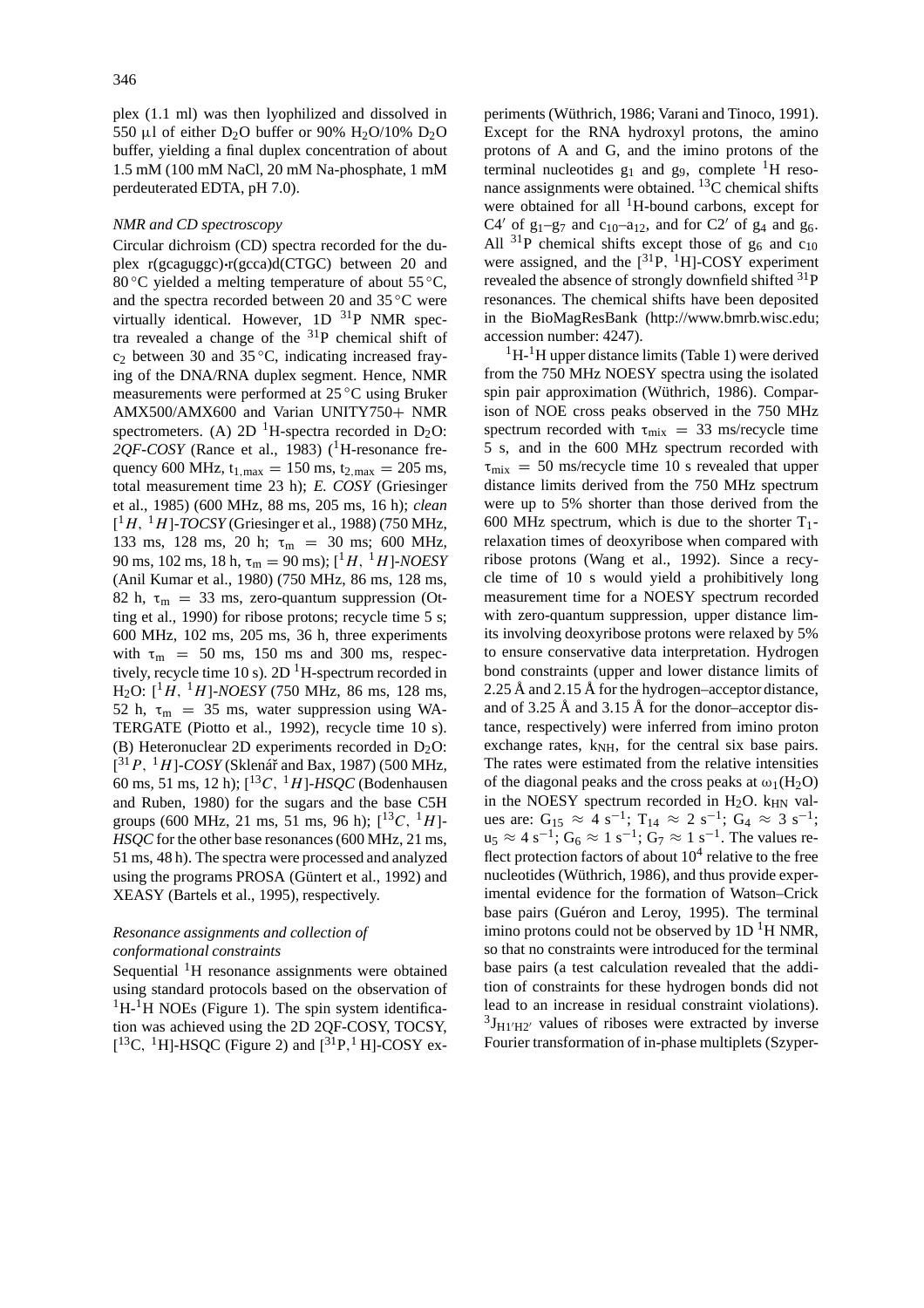plex (1.1 ml) was then lyophilized and dissolved in 550 μl of either $D_2O$ buffer or 90% $H_2O$/10% $D_2O$ buffer, yielding a final duplex concentration of about 1.5 mM (100 mM NaCl, 20 mM Na-phosphate, 1 mM perdeuterated EDTA, pH 7.0).

### *NMR and CD spectroscopy*

Circular dichroism (CD) spectra recorded for the duplex r(gcaguggc)•r(gcca)d(CTGC) between 20 and 80 °C yielded a melting temperature of about 55 °C, and the spectra recorded between 20 and 35 °C were virtually identical. However, 1D $^{31}$P NMR spectra revealed a change of the $^{31}$P chemical shift of $c_2$ between 30 and 35 °C, indicating increased fraying of the DNA/RNA duplex segment. Hence, NMR measurements were performed at 25 °C using Bruker AMX500/AMX600 and Varian UNITY750+ NMR spectrometers. (A) 2D $^1$H-spectra recorded in $D_2O$: *2QF-COSY* (Rance et al., 1983) ($^1$H-resonance frequency 600 MHz, $t_{1,max}$ = 150 ms, $t_{2,max}$ = 205 ms, total measurement time 23 h); *E. COSY* (Griesinger et al., 1985) (600 MHz, 88 ms, 205 ms, 16 h); *clean* [$^1H$, $^1H$]-*TOCSY* (Griesinger et al., 1988) (750 MHz, 133 ms, 128 ms, 20 h; $\tau_m$ = 30 ms; 600 MHz, 90 ms, 102 ms, 18 h, $\tau_m$ = 90 ms); [$^1H$, $^1H$]-*NOESY* (Anil Kumar et al., 1980) (750 MHz, 86 ms, 128 ms, 82 h, $\tau_m$ = 33 ms, zero-quantum suppression (Otting et al., 1990) for ribose protons; recycle time 5 s; 600 MHz, 102 ms, 205 ms, 36 h, three experiments with $\tau_m$ = 50 ms, 150 ms and 300 ms, respectively, recycle time 10 s). 2D $^1$H-spectrum recorded in $H_2O$: [$^1H$, $^1H$]-*NOESY* (750 MHz, 86 ms, 128 ms, 52 h, $\tau_m$ = 35 ms, water suppression using WATERGATE (Piotto et al., 1992), recycle time 10 s). (B) Heteronuclear 2D experiments recorded in $D_2O$: [$^{31}P$, $^1H$]-*COSY* (Sklenář and Bax, 1987) (500 MHz, 60 ms, 51 ms, 12 h); [$^{13}C$, $^1H$]-*HSQC* (Bodenhausen and Ruben, 1980) for the sugars and the base C5H groups (600 MHz, 21 ms, 51 ms, 96 h); [$^{13}C$, $^1H$]-*HSQC* for the other base resonances (600 MHz, 21 ms, 51 ms, 48 h). The spectra were processed and analyzed using the programs PROSA (Güntert et al., 1992) and XEASY (Bartels et al., 1995), respectively.

### *Resonance assignments and collection of conformational constraints*

Sequential $^1$H resonance assignments were obtained using standard protocols based on the observation of $^1$H-$^1$H NOEs (Figure 1). The spin system identification was achieved using the 2D 2QF-COSY, TOCSY, [$^{13}$C, $^1$H]-HSQC (Figure 2) and [$^{31}$P,$^1$H]-COSY experiments (Wüthrich, 1986; Varani and Tinoco, 1991). Except for the RNA hydroxyl protons, the amino protons of A and G, and the imino protons of the terminal nucleotides $g_1$ and $g_9$, complete $^1$H resonance assignments were obtained. $^{13}$C chemical shifts were obtained for all $^1$H-bound carbons, except for C4′ of $g_1$–$g_7$ and $c_{10}$–$a_{12}$, and for C2′ of $g_4$ and $g_6$. All $^{31}$P chemical shifts except those of $g_6$ and $c_{10}$ were assigned, and the [$^{31}$P, $^1$H]-COSY experiment revealed the absence of strongly downfield shifted $^{31}$P resonances. The chemical shifts have been deposited in the BioMagResBank (http://www.bmrb.wisc.edu; accession number: 4247).

$^1$H-$^1$H upper distance limits (Table 1) were derived from the 750 MHz NOESY spectra using the isolated spin pair approximation (Wüthrich, 1986). Comparison of NOE cross peaks observed in the 750 MHz spectrum recorded with $\tau_{mix}$ = 33 ms/recycle time 5 s, and in the 600 MHz spectrum recorded with $\tau_{mix}$ = 50 ms/recycle time 10 s revealed that upper distance limits derived from the 750 MHz spectrum were up to 5% shorter than those derived from the 600 MHz spectrum, which is due to the shorter $T_1$-relaxation times of deoxyribose when compared with ribose protons (Wang et al., 1992). Since a recycle time of 10 s would yield a prohibitively long measurement time for a NOESY spectrum recorded with zero-quantum suppression, upper distance limits involving deoxyribose protons were relaxed by 5% to ensure conservative data interpretation. Hydrogen bond constraints (upper and lower distance limits of 2.25 Å and 2.15 Å for the hydrogen–acceptor distance, and of 3.25 Å and 3.15 Å for the donor–acceptor distance, respectively) were inferred from imino proton exchange rates, $k_{NH}$, for the central six base pairs. The rates were estimated from the relative intensities of the diagonal peaks and the cross peaks at $\omega_1(H_2O)$ in the NOESY spectrum recorded in $H_2O$. $k_{HN}$ values are: $G_{15} \approx 4\ s^{-1}$; $T_{14} \approx 2\ s^{-1}$; $G_4 \approx 3\ s^{-1}$; $u_5 \approx 4\ s^{-1}$; $G_6 \approx 1\ s^{-1}$; $G_7 \approx 1\ s^{-1}$. The values reflect protection factors of about $10^4$ relative to the free nucleotides (Wüthrich, 1986), and thus provide experimental evidence for the formation of Watson–Crick base pairs (Guéron and Leroy, 1995). The terminal imino protons could not be observed by 1D $^1$H NMR, so that no constraints were introduced for the terminal base pairs (a test calculation revealed that the addition of constraints for these hydrogen bonds did not lead to an increase in residual constraint violations). $^3J_{H1'H2'}$ values of riboses were extracted by inverse Fourier transformation of in-phase multiplets (Szyper-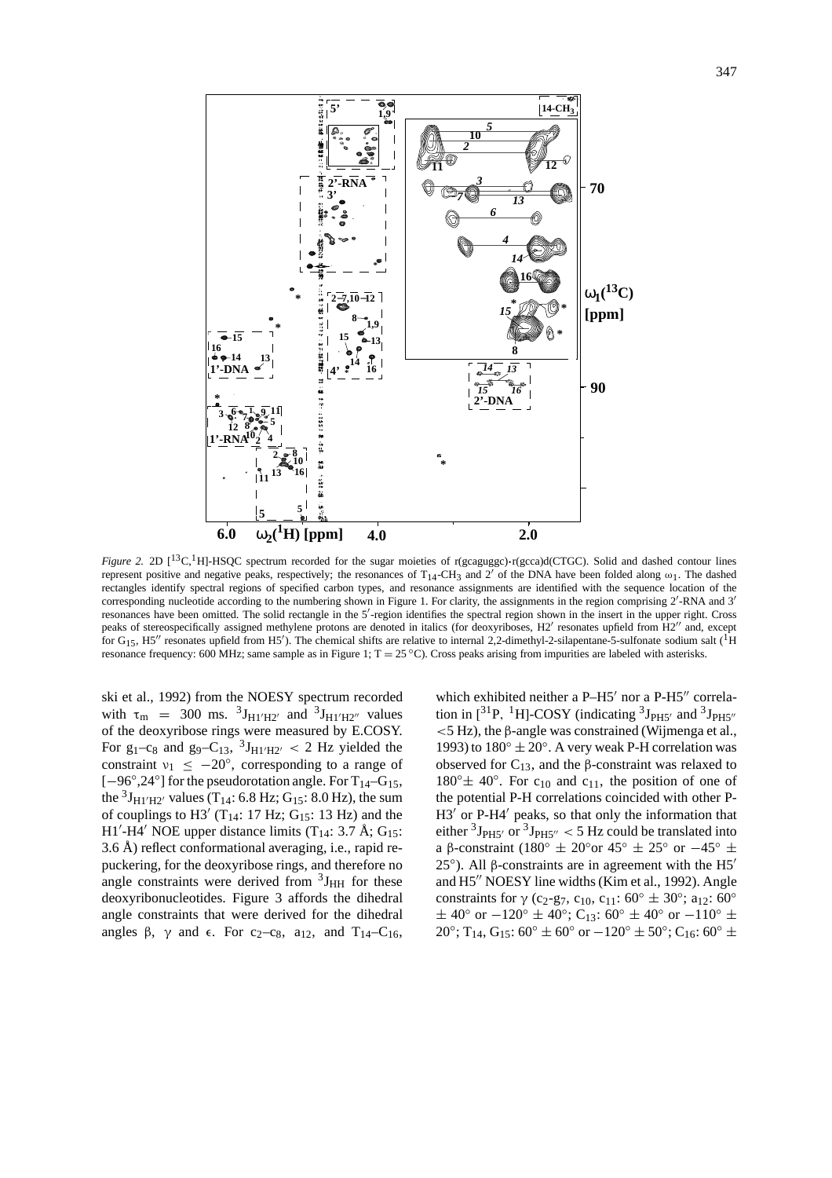*Figure 2.* 2D [$^{13}$C,$^{1}$H]-HSQC spectrum recorded for the sugar moieties of r(gcaguggc)·r(gcca)d(CTGC). Solid and dashed contour lines represent positive and negative peaks, respectively; the resonances of $T_{14}$-$CH_3$ and 2′ of the DNA have been folded along $\omega_1$. The dashed rectangles identify spectral regions of specified carbon types, and resonance assignments are identified with the sequence location of the corresponding nucleotide according to the numbering shown in Figure 1. For clarity, the assignments in the region comprising 2′-RNA and 3′ resonances have been omitted. The solid rectangle in the 5′-region identifies the spectral region shown in the insert in the upper right. Cross peaks of stereospecifically assigned methylene protons are denoted in italics (for deoxyriboses, H2′ resonates upfield from H2″ and, except for $G_{15}$, H5″ resonates upfield from H5′). The chemical shifts are relative to internal 2,2-dimethyl-2-silapentane-5-sulfonate sodium salt ($^1$H resonance frequency: 600 MHz; same sample as in Figure 1; T = 25 °C). Cross peaks arising from impurities are labeled with asterisks.

ski et al., 1992) from the NOESY spectrum recorded with $\tau_m$ = 300 ms. $^3J_{H1'H2'}$ and $^3J_{H1'H2''}$ values of the deoxyribose rings were measured by E.COSY. For $g_1$–$c_8$ and $g_9$–$C_{13}$, $^3J_{H1'H2'}$ < 2 Hz yielded the constraint $\nu_1 \leq -20°$, corresponding to a range of [−96°,24°] for the pseudorotation angle. For $T_{14}$–$G_{15}$, the $^3J_{H1'H2'}$ values ($T_{14}$: 6.8 Hz; $G_{15}$: 8.0 Hz), the sum of couplings to H3′ ($T_{14}$: 17 Hz; $G_{15}$: 13 Hz) and the H1′-H4′ NOE upper distance limits ($T_{14}$: 3.7 Å; $G_{15}$: 3.6 Å) reflect conformational averaging, i.e., rapid repuckering, for the deoxyribose rings, and therefore no angle constraints were derived from $^3J_{HH}$ for these deoxyribonucleotides. Figure 3 affords the dihedral angle constraints that were derived for the dihedral angles β, γ and ϵ. For $c_2$–$c_8$, $a_{12}$, and $T_{14}$–$C_{16}$, which exhibited neither a P–H5′ nor a P-H5″ correlation in [$^{31}$P, $^{1}$H]-COSY (indicating $^3J_{PH5'}$ and $^3J_{PH5''}$ <5 Hz), the β-angle was constrained (Wijmenga et al., 1993) to 180° ± 20°. A very weak P-H correlation was observed for $C_{13}$, and the β-constraint was relaxed to 180°± 40°. For $c_{10}$ and $c_{11}$, the position of one of the potential P-H correlations coincided with other P-H3′ or P-H4′ peaks, so that only the information that either $^3J_{PH5'}$ or $^3J_{PH5''}$ < 5 Hz could be translated into a β-constraint (180° ± 20°or 45° ± 25° or −45° ± 25°). All β-constraints are in agreement with the H5′ and H5″ NOESY line widths (Kim et al., 1992). Angle constraints for γ ($c_2$-$g_7$, $c_{10}$, $c_{11}$: 60° ± 30°; $a_{12}$: 60° ± 40° or −120° ± 40°; $C_{13}$: 60° ± 40° or −110° ± 20°; $T_{14}$, $G_{15}$: 60° ± 60° or −120° ± 50°; $C_{16}$: 60° ±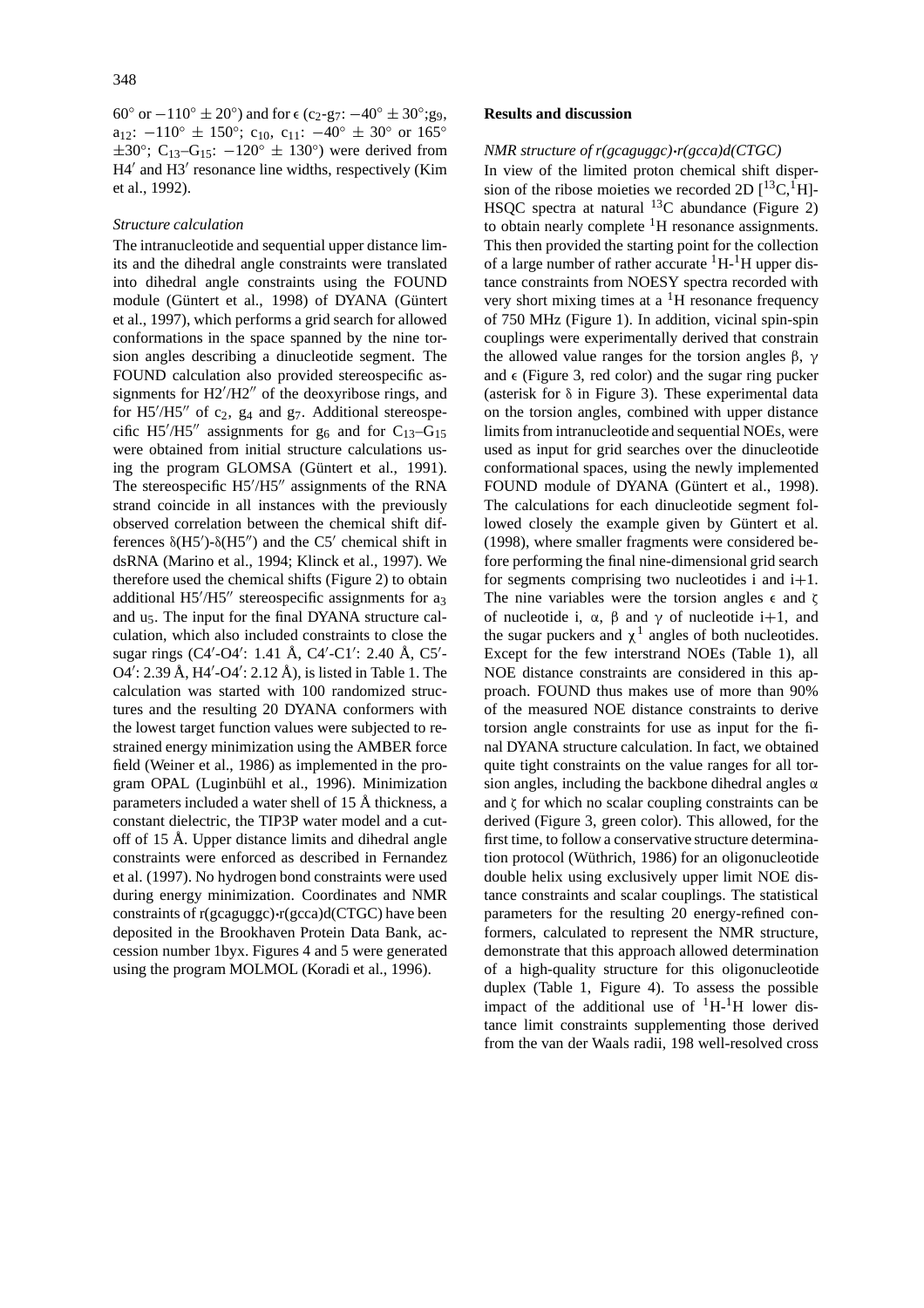60° or −110° ± 20°) and for ϵ ($c_2$-$g_7$: −40° ± 30°;$g_9$, $a_{12}$: −110° ± 150°; $c_{10}$, $c_{11}$: −40° ± 30° or 165° ±30°; $C_{13}$–$G_{15}$: −120° ± 130°) were derived from H4′ and H3′ resonance line widths, respectively (Kim et al., 1992).

*Structure calculation*

The intranucleotide and sequential upper distance limits and the dihedral angle constraints were translated into dihedral angle constraints using the FOUND module (Güntert et al., 1998) of DYANA (Güntert et al., 1997), which performs a grid search for allowed conformations in the space spanned by the nine torsion angles describing a dinucleotide segment. The FOUND calculation also provided stereospecific assignments for H2′/H2″ of the deoxyribose rings, and for H5′/H5″ of $c_2$, $g_4$ and $g_7$. Additional stereospecific H5′/H5″ assignments for $g_6$ and for $C_{13}$–$G_{15}$ were obtained from initial structure calculations using the program GLOMSA (Güntert et al., 1991). The stereospecific H5′/H5″ assignments of the RNA strand coincide in all instances with the previously observed correlation between the chemical shift differences δ(H5′)-δ(H5″) and the C5′ chemical shift in dsRNA (Marino et al., 1994; Klinck et al., 1997). We therefore used the chemical shifts (Figure 2) to obtain additional H5′/H5″ stereospecific assignments for $a_3$ and $u_5$. The input for the final DYANA structure calculation, which also included constraints to close the sugar rings (C4′-O4′: 1.41 Å, C4′-C1′: 2.40 Å, C5′-O4′: 2.39 Å, H4′-O4′: 2.12 Å), is listed in Table 1. The calculation was started with 100 randomized structures and the resulting 20 DYANA conformers with the lowest target function values were subjected to restrained energy minimization using the AMBER force field (Weiner et al., 1986) as implemented in the program OPAL (Luginbühl et al., 1996). Minimization parameters included a water shell of 15 Å thickness, a constant dielectric, the TIP3P water model and a cutoff of 15 Å. Upper distance limits and dihedral angle constraints were enforced as described in Fernandez et al. (1997). No hydrogen bond constraints were used during energy minimization. Coordinates and NMR constraints of r(gcaguggc)•r(gcca)d(CTGC) have been deposited in the Brookhaven Protein Data Bank, accession number 1byx. Figures 4 and 5 were generated using the program MOLMOL (Koradi et al., 1996).

## Results and discussion

*NMR structure of r(gcaguggc)•r(gcca)d(CTGC)*

In view of the limited proton chemical shift dispersion of the ribose moieties we recorded 2D [$^{13}$C,$^{1}$H]-HSQC spectra at natural $^{13}$C abundance (Figure 2) to obtain nearly complete $^{1}$H resonance assignments. This then provided the starting point for the collection of a large number of rather accurate $^{1}$H-$^{1}$H upper distance constraints from NOESY spectra recorded with very short mixing times at a $^{1}$H resonance frequency of 750 MHz (Figure 1). In addition, vicinal spin-spin couplings were experimentally derived that constrain the allowed value ranges for the torsion angles β, γ and ϵ (Figure 3, red color) and the sugar ring pucker (asterisk for δ in Figure 3). These experimental data on the torsion angles, combined with upper distance limits from intranucleotide and sequential NOEs, were used as input for grid searches over the dinucleotide conformational spaces, using the newly implemented FOUND module of DYANA (Güntert et al., 1998). The calculations for each dinucleotide segment followed closely the example given by Güntert et al. (1998), where smaller fragments were considered before performing the final nine-dimensional grid search for segments comprising two nucleotides i and i+1. The nine variables were the torsion angles ϵ and ζ of nucleotide i, α, β and γ of nucleotide i+1, and the sugar puckers and $\chi^1$ angles of both nucleotides. Except for the few interstrand NOEs (Table 1), all NOE distance constraints are considered in this approach. FOUND thus makes use of more than 90% of the measured NOE distance constraints to derive torsion angle constraints for use as input for the final DYANA structure calculation. In fact, we obtained quite tight constraints on the value ranges for all torsion angles, including the backbone dihedral angles α and ζ for which no scalar coupling constraints can be derived (Figure 3, green color). This allowed, for the first time, to follow a conservative structure determination protocol (Wüthrich, 1986) for an oligonucleotide double helix using exclusively upper limit NOE distance constraints and scalar couplings. The statistical parameters for the resulting 20 energy-refined conformers, calculated to represent the NMR structure, demonstrate that this approach allowed determination of a high-quality structure for this oligonucleotide duplex (Table 1, Figure 4). To assess the possible impact of the additional use of $^{1}$H-$^{1}$H lower distance limit constraints supplementing those derived from the van der Waals radii, 198 well-resolved cross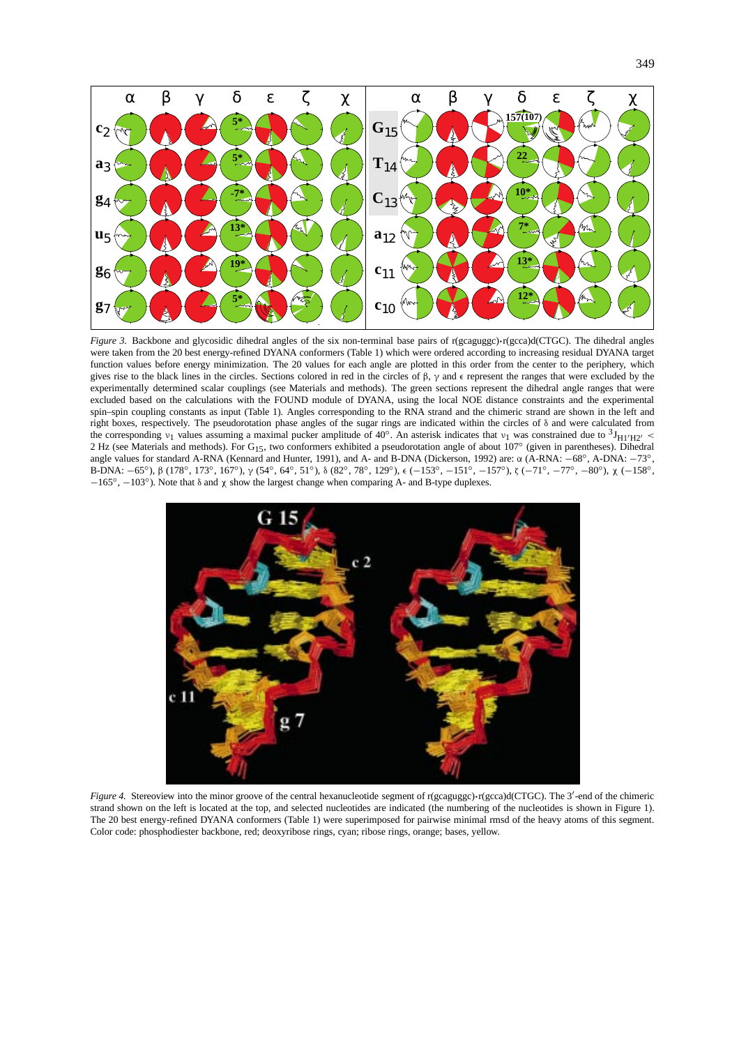*Figure 3.* Backbone and glycosidic dihedral angles of the six non-terminal base pairs of r(gcaguggc)·r(gcca)d(CTGC). The dihedral angles were taken from the 20 best energy-refined DYANA conformers (Table 1) which were ordered according to increasing residual DYANA target function values before energy minimization. The 20 values for each angle are plotted in this order from the center to the periphery, which gives rise to the black lines in the circles. Sections colored in red in the circles of β, γ and ϵ represent the ranges that were excluded by the experimentally determined scalar couplings (see Materials and methods). The green sections represent the dihedral angle ranges that were excluded based on the calculations with the FOUND module of DYANA, using the local NOE distance constraints and the experimental spin–spin coupling constants as input (Table 1). Angles corresponding to the RNA strand and the chimeric strand are shown in the left and right boxes, respectively. The pseudorotation phase angles of the sugar rings are indicated within the circles of δ and were calculated from the corresponding $\nu_1$ values assuming a maximal pucker amplitude of 40°. An asterisk indicates that $\nu_1$ was constrained due to $^3J_{H1'H2'} <$ 2 Hz (see Materials and methods). For $G_{15}$, two conformers exhibited a pseudorotation angle of about 107° (given in parentheses). Dihedral angle values for standard A-RNA (Kennard and Hunter, 1991), and A- and B-DNA (Dickerson, 1992) are: α (A-RNA: −68°, A-DNA: −73°, B-DNA: −65°), β (178°, 173°, 167°), γ (54°, 64°, 51°), δ (82°, 78°, 129°), ϵ (−153°, −151°, −157°), ζ (−71°, −77°, −80°), χ (−158°, −165°, −103°). Note that δ and χ show the largest change when comparing A- and B-type duplexes.

*Figure 4.* Stereoview into the minor groove of the central hexanucleotide segment of r(gcaguggc)·r(gcca)d(CTGC). The 3′-end of the chimeric strand shown on the left is located at the top, and selected nucleotides are indicated (the numbering of the nucleotides is shown in Figure 1). The 20 best energy-refined DYANA conformers (Table 1) were superimposed for pairwise minimal rmsd of the heavy atoms of this segment. Color code: phosphodiester backbone, red; deoxyribose rings, cyan; ribose rings, orange; bases, yellow.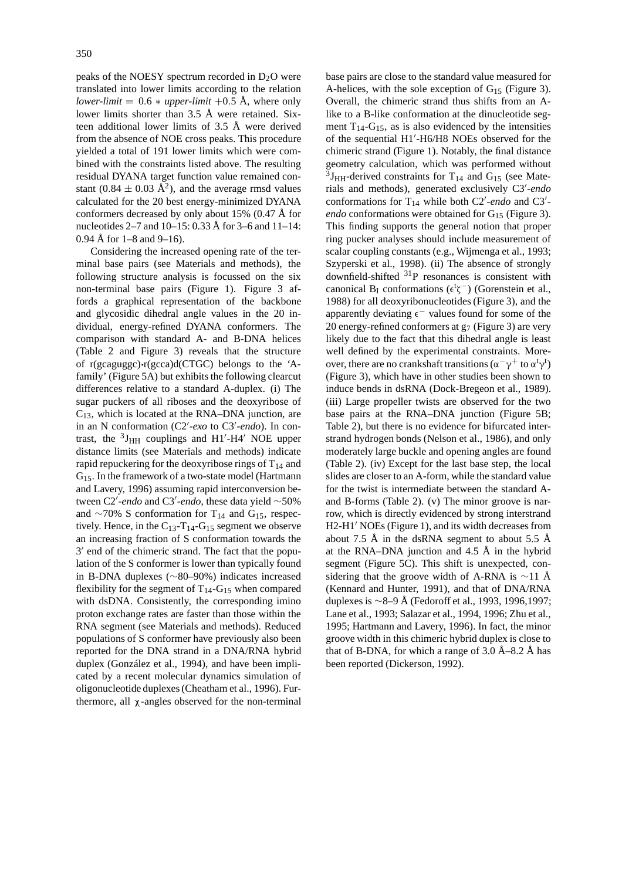peaks of the NOESY spectrum recorded in $D_2O$ were translated into lower limits according to the relation *lower-limit* = 0.6 ∗ *upper-limit* +0.5 Å, where only lower limits shorter than 3.5 Å were retained. Sixteen additional lower limits of 3.5 Å were derived from the absence of NOE cross peaks. This procedure yielded a total of 191 lower limits which were combined with the constraints listed above. The resulting residual DYANA target function value remained constant (0.84 ± 0.03 $Å^2$), and the average rmsd values calculated for the 20 best energy-minimized DYANA conformers decreased by only about 15% (0.47 Å for nucleotides 2–7 and 10–15: 0.33 Å for 3–6 and 11–14: 0.94 Å for 1–8 and 9–16).

Considering the increased opening rate of the terminal base pairs (see Materials and methods), the following structure analysis is focussed on the six non-terminal base pairs (Figure 1). Figure 3 affords a graphical representation of the backbone and glycosidic dihedral angle values in the 20 individual, energy-refined DYANA conformers. The comparison with standard A- and B-DNA helices (Table 2 and Figure 3) reveals that the structure of r(gcaguggc)·r(gcca)d(CTGC) belongs to the 'A-family' (Figure 5A) but exhibits the following clearcut differences relative to a standard A-duplex. (i) The sugar puckers of all riboses and the deoxyribose of $C_{13}$, which is located at the RNA–DNA junction, are in an N conformation (C2′-*exo* to C3′-*endo*). In contrast, the $^3J_{HH}$ couplings and H1′-H4′ NOE upper distance limits (see Materials and methods) indicate rapid repuckering for the deoxyribose rings of $T_{14}$ and $G_{15}$. In the framework of a two-state model (Hartmann and Lavery, 1996) assuming rapid interconversion between C2′-*endo* and C3′-*endo*, these data yield ∼50% and ∼70% S conformation for $T_{14}$ and $G_{15}$, respectively. Hence, in the $C_{13}$-$T_{14}$-$G_{15}$ segment we observe an increasing fraction of S conformation towards the 3′ end of the chimeric strand. The fact that the population of the S conformer is lower than typically found in B-DNA duplexes (∼80–90%) indicates increased flexibility for the segment of $T_{14}$-$G_{15}$ when compared with dsDNA. Consistently, the corresponding imino proton exchange rates are faster than those within the RNA segment (see Materials and methods). Reduced populations of S conformer have previously also been reported for the DNA strand in a DNA/RNA hybrid duplex (González et al., 1994), and have been implicated by a recent molecular dynamics simulation of oligonucleotide duplexes (Cheatham et al., 1996). Furthermore, all χ-angles observed for the non-terminal base pairs are close to the standard value measured for A-helices, with the sole exception of $G_{15}$ (Figure 3). Overall, the chimeric strand thus shifts from an A-like to a B-like conformation at the dinucleotide segment $T_{14}$-$G_{15}$, as is also evidenced by the intensities of the sequential H1′-H6/H8 NOEs observed for the chimeric strand (Figure 1). Notably, the final distance geometry calculation, which was performed without $^3J_{HH}$-derived constraints for $T_{14}$ and $G_{15}$ (see Materials and methods), generated exclusively C3′-*endo* conformations for $T_{14}$ while both C2′-*endo* and C3′-*endo* conformations were obtained for $G_{15}$ (Figure 3). This finding supports the general notion that proper ring pucker analyses should include measurement of scalar coupling constants (e.g., Wijmenga et al., 1993; Szyperski et al., 1998). (ii) The absence of strongly downfield-shifted $^{31}P$ resonances is consistent with canonical $B_I$ conformations ($\epsilon^t\zeta^-$) (Gorenstein et al., 1988) for all deoxyribonucleotides (Figure 3), and the apparently deviating $\epsilon^-$ values found for some of the 20 energy-refined conformers at $g_7$ (Figure 3) are very likely due to the fact that this dihedral angle is least well defined by the experimental constraints. Moreover, there are no crankshaft transitions ($\alpha^-\gamma^+$ to $\alpha^t\gamma^t$) (Figure 3), which have in other studies been shown to induce bends in dsRNA (Dock-Bregeon et al., 1989). (iii) Large propeller twists are observed for the two base pairs at the RNA–DNA junction (Figure 5B; Table 2), but there is no evidence for bifurcated interstrand hydrogen bonds (Nelson et al., 1986), and only moderately large buckle and opening angles are found (Table 2). (iv) Except for the last base step, the local slides are closer to an A-form, while the standard value for the twist is intermediate between the standard A- and B-forms (Table 2). (v) The minor groove is narrow, which is directly evidenced by strong interstrand H2-H1′ NOEs (Figure 1), and its width decreases from about 7.5 Å in the dsRNA segment to about 5.5 Å at the RNA–DNA junction and 4.5 Å in the hybrid segment (Figure 5C). This shift is unexpected, considering that the groove width of A-RNA is ∼11 Å (Kennard and Hunter, 1991), and that of DNA/RNA duplexes is ∼8–9 Å (Fedoroff et al., 1993, 1996,1997; Lane et al., 1993; Salazar et al., 1994, 1996; Zhu et al., 1995; Hartmann and Lavery, 1996). In fact, the minor groove width in this chimeric hybrid duplex is close to that of B-DNA, for which a range of 3.0 Å–8.2 Å has been reported (Dickerson, 1992).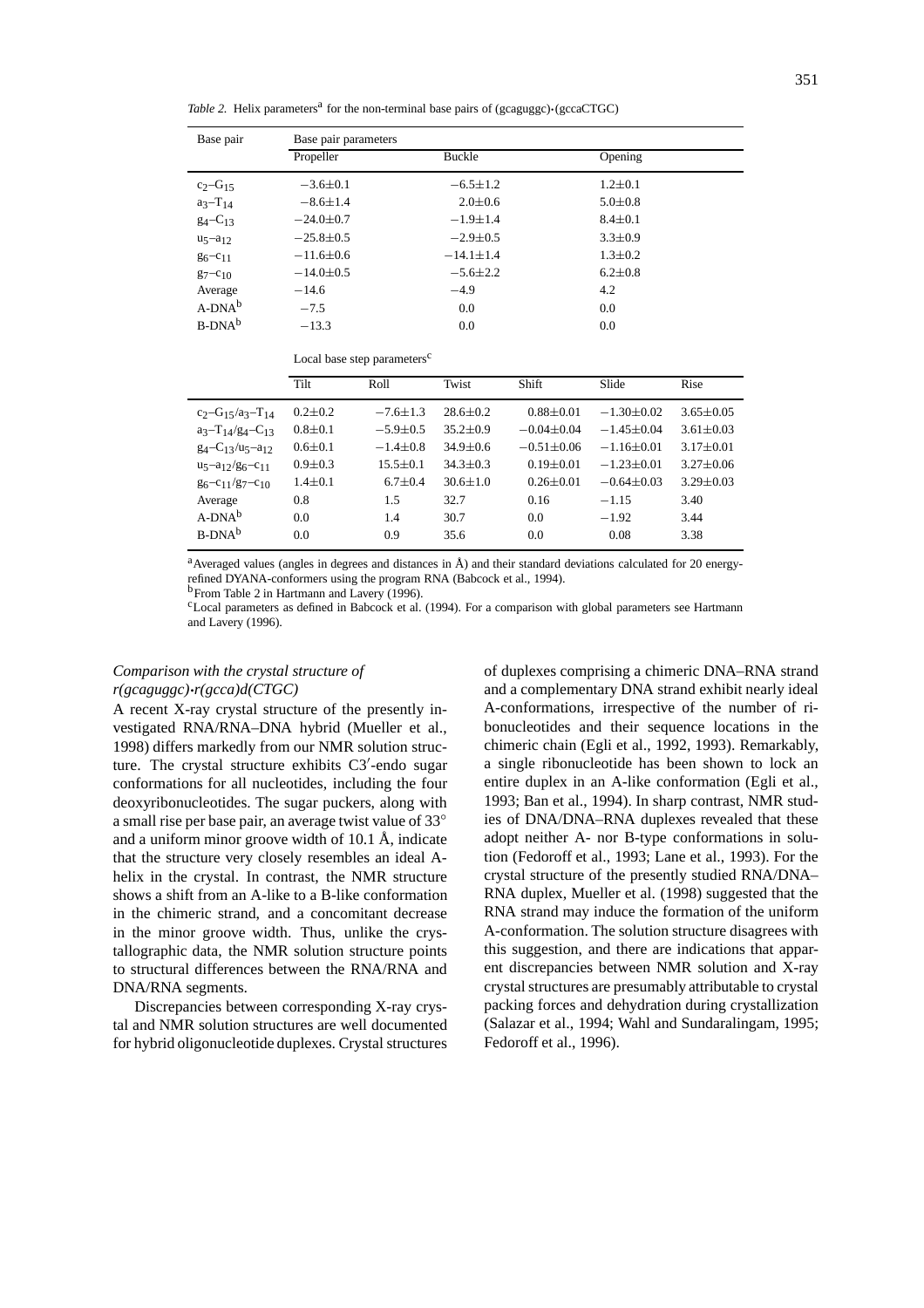*Table 2.* Helix parameters[a] for the non-terminal base pairs of (gcaguggc)·(gccaCTGC)

| Base pair | Base pair parameters | | |
|---|---|---|---|
| | Propeller | Buckle | Opening |
| $c_2$–$G_{15}$ | −3.6±0.1 | −6.5±1.2 | 1.2±0.1 |
| $a_3$–$T_{14}$ | −8.6±1.4 | 2.0±0.6 | 5.0±0.8 |
| $g_4$–$C_{13}$ | −24.0±0.7 | −1.9±1.4 | 8.4±0.1 |
| $u_5$–$a_{12}$ | −25.8±0.5 | −2.9±0.5 | 3.3±0.9 |
| $g_6$–$c_{11}$ | −11.6±0.6 | −14.1±1.4 | 1.3±0.2 |
| $g_7$–$c_{10}$ | −14.0±0.5 | −5.6±2.2 | 6.2±0.8 |
| Average | −14.6 | −4.9 | 4.2 |
| A-DNA[b] | −7.5 | 0.0 | 0.0 |
| B-DNA[b] | −13.3 | 0.0 | 0.0 |

| | Local base step parameters[c] | | | | | |
|---|---|---|---|---|---|---|
| | Tilt | Roll | Twist | Shift | Slide | Rise |
| $c_2$–$G_{15}$/$a_3$–$T_{14}$ | 0.2±0.2 | −7.6±1.3 | 28.6±0.2 | 0.88±0.01 | −1.30±0.02 | 3.65±0.05 |
| $a_3$–$T_{14}$/$g_4$–$C_{13}$ | 0.8±0.1 | −5.9±0.5 | 35.2±0.9 | −0.04±0.04 | −1.45±0.04 | 3.61±0.03 |
| $g_4$–$C_{13}$/$u_5$–$a_{12}$ | 0.6±0.1 | −1.4±0.8 | 34.9±0.6 | −0.51±0.06 | −1.16±0.01 | 3.17±0.01 |
| $u_5$–$a_{12}$/$g_6$–$c_{11}$ | 0.9±0.3 | 15.5±0.1 | 34.3±0.3 | 0.19±0.01 | −1.23±0.01 | 3.27±0.06 |
| $g_6$–$c_{11}$/$g_7$–$c_{10}$ | 1.4±0.1 | 6.7±0.4 | 30.6±1.0 | 0.26±0.01 | −0.64±0.03 | 3.29±0.03 |
| Average | 0.8 | 1.5 | 32.7 | 0.16 | −1.15 | 3.40 |
| A-DNA[b] | 0.0 | 1.4 | 30.7 | 0.0 | −1.92 | 3.44 |
| B-DNA[b] | 0.0 | 0.9 | 35.6 | 0.0 | 0.08 | 3.38 |

[a]Averaged values (angles in degrees and distances in Å) and their standard deviations calculated for 20 energy-refined DYANA-conformers using the program RNA (Babcock et al., 1994).
[b]From Table 2 in Hartmann and Lavery (1996).
[c]Local parameters as defined in Babcock et al. (1994). For a comparison with global parameters see Hartmann and Lavery (1996).

### *Comparison with the crystal structure of r(gcaguggc)·r(gcca)d(CTGC)*

A recent X-ray crystal structure of the presently investigated RNA/RNA–DNA hybrid (Mueller et al., 1998) differs markedly from our NMR solution structure. The crystal structure exhibits C3′-endo sugar conformations for all nucleotides, including the four deoxyribonucleotides. The sugar puckers, along with a small rise per base pair, an average twist value of 33° and a uniform minor groove width of 10.1 Å, indicate that the structure very closely resembles an ideal A-helix in the crystal. In contrast, the NMR structure shows a shift from an A-like to a B-like conformation in the chimeric strand, and a concomitant decrease in the minor groove width. Thus, unlike the crystallographic data, the NMR solution structure points to structural differences between the RNA/RNA and DNA/RNA segments.

Discrepancies between corresponding X-ray crystal and NMR solution structures are well documented for hybrid oligonucleotide duplexes. Crystal structures of duplexes comprising a chimeric DNA–RNA strand and a complementary DNA strand exhibit nearly ideal A-conformations, irrespective of the number of ribonucleotides and their sequence locations in the chimeric chain (Egli et al., 1992, 1993). Remarkably, a single ribonucleotide has been shown to lock an entire duplex in an A-like conformation (Egli et al., 1993; Ban et al., 1994). In sharp contrast, NMR studies of DNA/DNA–RNA duplexes revealed that these adopt neither A- nor B-type conformations in solution (Fedoroff et al., 1993; Lane et al., 1993). For the crystal structure of the presently studied RNA/DNA–RNA duplex, Mueller et al. (1998) suggested that the RNA strand may induce the formation of the uniform A-conformation. The solution structure disagrees with this suggestion, and there are indications that apparent discrepancies between NMR solution and X-ray crystal structures are presumably attributable to crystal packing forces and dehydration during crystallization (Salazar et al., 1994; Wahl and Sundaralingam, 1995; Fedoroff et al., 1996).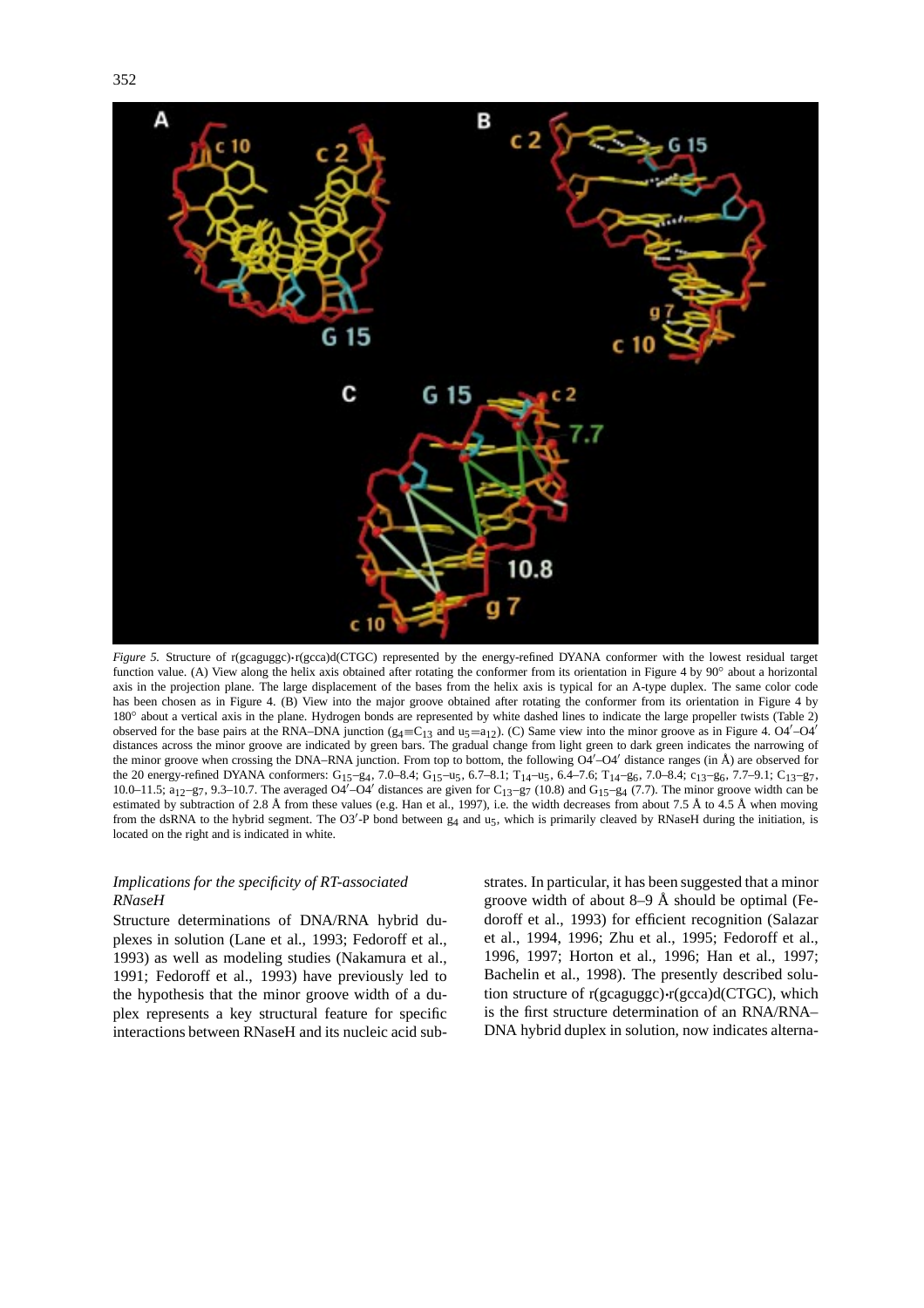*Figure 5.* Structure of r(gcaguggc)·r(gcca)d(CTGC) represented by the energy-refined DYANA conformer with the lowest residual target function value. (A) View along the helix axis obtained after rotating the conformer from its orientation in Figure 4 by 90° about a horizontal axis in the projection plane. The large displacement of the bases from the helix axis is typical for an A-type duplex. The same color code has been chosen as in Figure 4. (B) View into the major groove obtained after rotating the conformer from its orientation in Figure 4 by 180° about a vertical axis in the plane. Hydrogen bonds are represented by white dashed lines to indicate the large propeller twists (Table 2) observed for the base pairs at the RNA–DNA junction ($g_4 \equiv C_{13}$ and $u_5 = a_{12}$). (C) Same view into the minor groove as in Figure 4. O4′–O4′ distances across the minor groove are indicated by green bars. The gradual change from light green to dark green indicates the narrowing of the minor groove when crossing the DNA–RNA junction. From top to bottom, the following O4′–O4′ distance ranges (in Å) are observed for the 20 energy-refined DYANA conformers: $G_{15}$–$g_4$, 7.0–8.4; $G_{15}$–$u_5$, 6.7–8.1; $T_{14}$–$u_5$, 6.4–7.6; $T_{14}$–$g_6$, 7.0–8.4; $c_{13}$–$g_6$, 7.7–9.1; $C_{13}$–$g_7$, 10.0–11.5; $a_{12}$–$g_7$, 9.3–10.7. The averaged O4′–O4′ distances are given for $C_{13}$–$g_7$ (10.8) and $G_{15}$–$g_4$ (7.7). The minor groove width can be estimated by subtraction of 2.8 Å from these values (e.g. Han et al., 1997), i.e. the width decreases from about 7.5 Å to 4.5 Å when moving from the dsRNA to the hybrid segment. The O3′-P bond between $g_4$ and $u_5$, which is primarily cleaved by RNaseH during the initiation, is located on the right and is indicated in white.

### *Implications for the specificity of RT-associated RNaseH*

Structure determinations of DNA/RNA hybrid duplexes in solution (Lane et al., 1993; Fedoroff et al., 1993) as well as modeling studies (Nakamura et al., 1991; Fedoroff et al., 1993) have previously led to the hypothesis that the minor groove width of a duplex represents a key structural feature for specific interactions between RNaseH and its nucleic acid substrates. In particular, it has been suggested that a minor groove width of about 8–9 Å should be optimal (Fedoroff et al., 1993) for efficient recognition (Salazar et al., 1994, 1996; Zhu et al., 1995; Fedoroff et al., 1996, 1997; Horton et al., 1996; Han et al., 1997; Bachelin et al., 1998). The presently described solution structure of r(gcaguggc)·r(gcca)d(CTGC), which is the first structure determination of an RNA/RNA–DNA hybrid duplex in solution, now indicates alterna-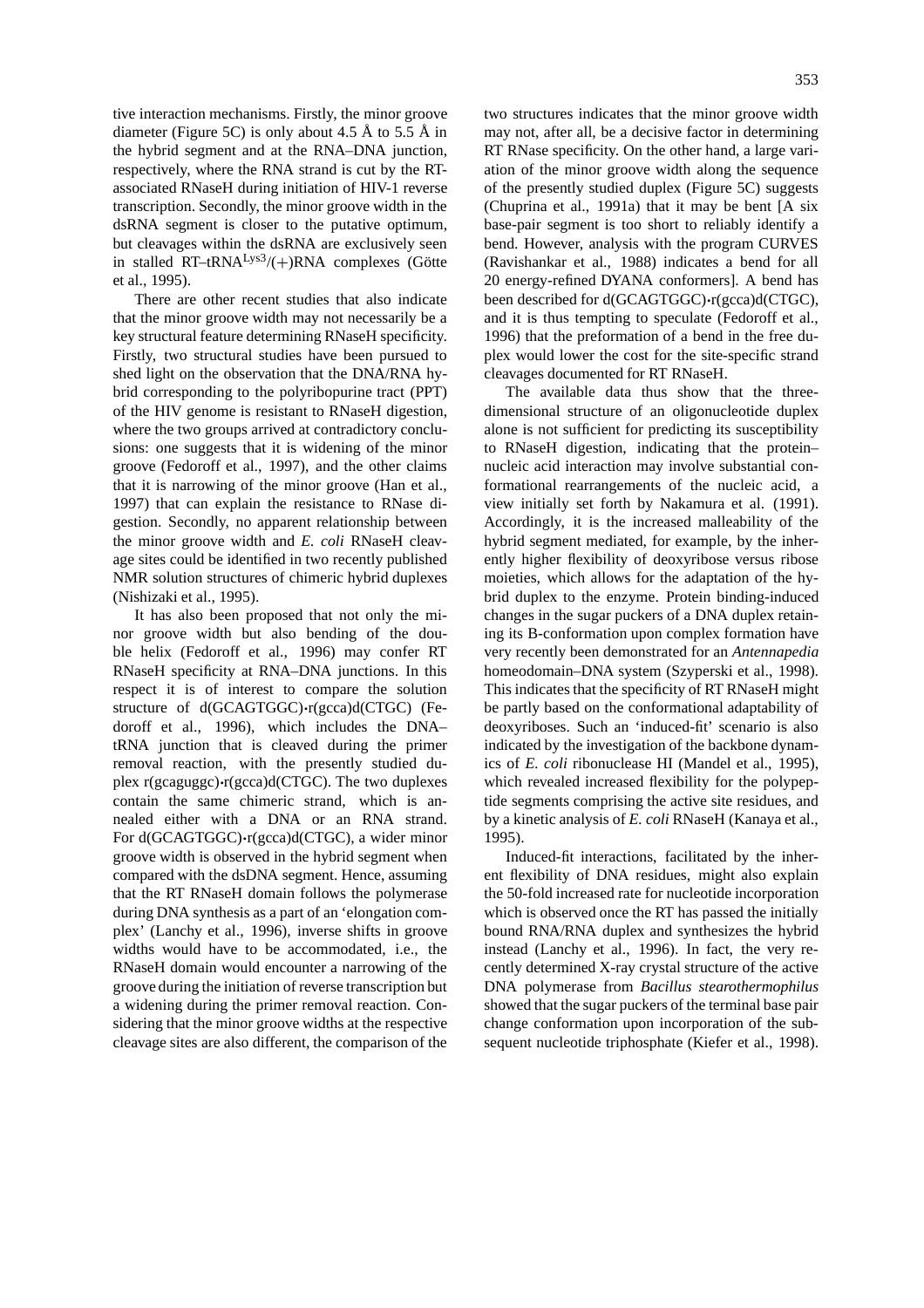tive interaction mechanisms. Firstly, the minor groove diameter (Figure 5C) is only about 4.5 Å to 5.5 Å in the hybrid segment and at the RNA–DNA junction, respectively, where the RNA strand is cut by the RT-associated RNaseH during initiation of HIV-1 reverse transcription. Secondly, the minor groove width in the dsRNA segment is closer to the putative optimum, but cleavages within the dsRNA are exclusively seen in stalled RT–tRNA$^{Lys3}$/(+)RNA complexes (Götte et al., 1995).

There are other recent studies that also indicate that the minor groove width may not necessarily be a key structural feature determining RNaseH specificity. Firstly, two structural studies have been pursued to shed light on the observation that the DNA/RNA hybrid corresponding to the polyribopurine tract (PPT) of the HIV genome is resistant to RNaseH digestion, where the two groups arrived at contradictory conclusions: one suggests that it is widening of the minor groove (Fedoroff et al., 1997), and the other claims that it is narrowing of the minor groove (Han et al., 1997) that can explain the resistance to RNase digestion. Secondly, no apparent relationship between the minor groove width and *E. coli* RNaseH cleavage sites could be identified in two recently published NMR solution structures of chimeric hybrid duplexes (Nishizaki et al., 1995).

It has also been proposed that not only the minor groove width but also bending of the double helix (Fedoroff et al., 1996) may confer RT RNaseH specificity at RNA–DNA junctions. In this respect it is of interest to compare the solution structure of d(GCAGTGGC)•r(gcca)d(CTGC) (Fedoroff et al., 1996), which includes the DNA–tRNA junction that is cleaved during the primer removal reaction, with the presently studied duplex r(gcaguggc)•r(gcca)d(CTGC). The two duplexes contain the same chimeric strand, which is annealed either with a DNA or an RNA strand. For d(GCAGTGGC)•r(gcca)d(CTGC), a wider minor groove width is observed in the hybrid segment when compared with the dsDNA segment. Hence, assuming that the RT RNaseH domain follows the polymerase during DNA synthesis as a part of an 'elongation complex' (Lanchy et al., 1996), inverse shifts in groove widths would have to be accommodated, i.e., the RNaseH domain would encounter a narrowing of the groove during the initiation of reverse transcription but a widening during the primer removal reaction. Considering that the minor groove widths at the respective cleavage sites are also different, the comparison of the two structures indicates that the minor groove width may not, after all, be a decisive factor in determining RT RNase specificity. On the other hand, a large variation of the minor groove width along the sequence of the presently studied duplex (Figure 5C) suggests (Chuprina et al., 1991a) that it may be bent [A six base-pair segment is too short to reliably identify a bend. However, analysis with the program CURVES (Ravishankar et al., 1988) indicates a bend for all 20 energy-refined DYANA conformers]. A bend has been described for d(GCAGTGGC)•r(gcca)d(CTGC), and it is thus tempting to speculate (Fedoroff et al., 1996) that the preformation of a bend in the free duplex would lower the cost for the site-specific strand cleavages documented for RT RNaseH.

The available data thus show that the three-dimensional structure of an oligonucleotide duplex alone is not sufficient for predicting its susceptibility to RNaseH digestion, indicating that the protein–nucleic acid interaction may involve substantial conformational rearrangements of the nucleic acid, a view initially set forth by Nakamura et al. (1991). Accordingly, it is the increased malleability of the hybrid segment mediated, for example, by the inherently higher flexibility of deoxyribose versus ribose moieties, which allows for the adaptation of the hybrid duplex to the enzyme. Protein binding-induced changes in the sugar puckers of a DNA duplex retaining its B-conformation upon complex formation have very recently been demonstrated for an *Antennapedia* homeodomain–DNA system (Szyperski et al., 1998). This indicates that the specificity of RT RNaseH might be partly based on the conformational adaptability of deoxyriboses. Such an 'induced-fit' scenario is also indicated by the investigation of the backbone dynamics of *E. coli* ribonuclease HI (Mandel et al., 1995), which revealed increased flexibility for the polypeptide segments comprising the active site residues, and by a kinetic analysis of *E. coli* RNaseH (Kanaya et al., 1995).

Induced-fit interactions, facilitated by the inherent flexibility of DNA residues, might also explain the 50-fold increased rate for nucleotide incorporation which is observed once the RT has passed the initially bound RNA/RNA duplex and synthesizes the hybrid instead (Lanchy et al., 1996). In fact, the very recently determined X-ray crystal structure of the active DNA polymerase from *Bacillus stearothermophilus* showed that the sugar puckers of the terminal base pair change conformation upon incorporation of the subsequent nucleotide triphosphate (Kiefer et al., 1998).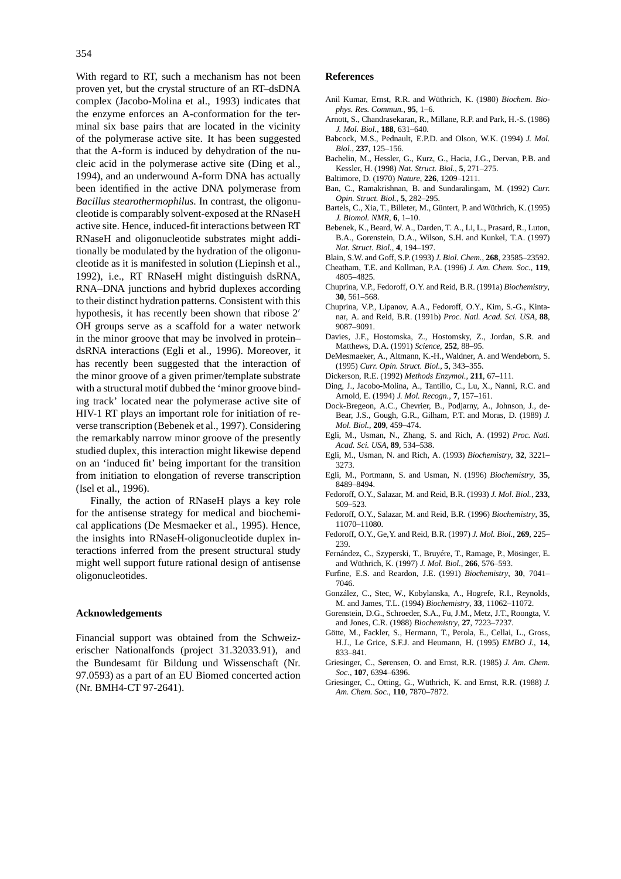With regard to RT, such a mechanism has not been proven yet, but the crystal structure of an RT–dsDNA complex (Jacobo-Molina et al., 1993) indicates that the enzyme enforces an A-conformation for the terminal six base pairs that are located in the vicinity of the polymerase active site. It has been suggested that the A-form is induced by dehydration of the nucleic acid in the polymerase active site (Ding et al., 1994), and an underwound A-form DNA has actually been identified in the active DNA polymerase from *Bacillus stearothermophilus*. In contrast, the oligonucleotide is comparably solvent-exposed at the RNaseH active site. Hence, induced-fit interactions between RT RNaseH and oligonucleotide substrates might additionally be modulated by the hydration of the oligonucleotide as it is manifested in solution (Liepinsh et al., 1992), i.e., RT RNaseH might distinguish dsRNA, RNA–DNA junctions and hybrid duplexes according to their distinct hydration patterns. Consistent with this hypothesis, it has recently been shown that ribose 2′ OH groups serve as a scaffold for a water network in the minor groove that may be involved in protein–dsRNA interactions (Egli et al., 1996). Moreover, it has recently been suggested that the interaction of the minor groove of a given primer/template substrate with a structural motif dubbed the 'minor groove binding track' located near the polymerase active site of HIV-1 RT plays an important role for initiation of reverse transcription (Bebenek et al., 1997). Considering the remarkably narrow minor groove of the presently studied duplex, this interaction might likewise depend on an 'induced fit' being important for the transition from initiation to elongation of reverse transcription (Isel et al., 1996).

Finally, the action of RNaseH plays a key role for the antisense strategy for medical and biochemical applications (De Mesmaeker et al., 1995). Hence, the insights into RNaseH-oligonucleotide duplex interactions inferred from the present structural study might well support future rational design of antisense oligonucleotides.

## Acknowledgements

Financial support was obtained from the Schweizerischer Nationalfonds (project 31.32033.91), and the Bundesamt für Bildung und Wissenschaft (Nr. 97.0593) as a part of an EU Biomed concerted action (Nr. BMH4-CT 97-2641).

## References

Anil Kumar, Ernst, R.R. and Wüthrich, K. (1980) *Biochem. Biophys. Res. Commun.*, **95**, 1–6.

Arnott, S., Chandrasekaran, R., Millane, R.P. and Park, H.-S. (1986) *J. Mol. Biol.*, **188**, 631–640.

Babcock, M.S., Pednault, E.P.D. and Olson, W.K. (1994) *J. Mol. Biol.*, **237**, 125–156.

Bachelin, M., Hessler, G., Kurz, G., Hacia, J.G., Dervan, P.B. and Kessler, H. (1998) *Nat. Struct. Biol.*, **5**, 271–275.

Baltimore, D. (1970) *Nature*, **226**, 1209–1211.

Ban, C., Ramakrishnan, B. and Sundaralingam, M. (1992) *Curr. Opin. Struct. Biol.*, **5**, 282–295.

Bartels, C., Xia, T., Billeter, M., Güntert, P. and Wüthrich, K. (1995) *J. Biomol. NMR*, **6**, 1–10.

Bebenek, K., Beard, W. A., Darden, T. A., Li, L., Prasard, R., Luton, B.A., Gorenstein, D.A., Wilson, S.H. and Kunkel, T.A. (1997) *Nat. Struct. Biol.*, **4**, 194–197.

Blain, S.W. and Goff, S.P. (1993) *J. Biol. Chem.*, **268**, 23585–23592.

Cheatham, T.E. and Kollman, P.A. (1996) *J. Am. Chem. Soc.*, **119**, 4805–4825.

Chuprina, V.P., Fedoroff, O.Y. and Reid, B.R. (1991a) *Biochemistry*, **30**, 561–568.

Chuprina, V.P., Lipanov, A.A., Fedoroff, O.Y., Kim, S.-G., Kintanar, A. and Reid, B.R. (1991b) *Proc. Natl. Acad. Sci. USA*, **88**, 9087–9091.

Davies, J.F., Hostomska, Z., Hostomsky, Z., Jordan, S.R. and Matthews, D.A. (1991) *Science*, **252**, 88–95.

DeMesmaeker, A., Altmann, K.-H., Waldner, A. and Wendeborn, S. (1995) *Curr. Opin. Struct. Biol.*, **5**, 343–355.

Dickerson, R.E. (1992) *Methods Enzymol.*, **211**, 67–111.

Ding, J., Jacobo-Molina, A., Tantillo, C., Lu, X., Nanni, R.C. and Arnold, E. (1994) *J. Mol. Recogn.*, **7**, 157–161.

Dock-Bregeon, A.C., Chevrier, B., Podjarny, A., Johnson, J., de-Bear, J.S., Gough, G.R., Gilham, P.T. and Moras, D. (1989) *J. Mol. Biol.*, **209**, 459–474.

Egli, M., Usman, N., Zhang, S. and Rich, A. (1992) *Proc. Natl. Acad. Sci. USA*, **89**, 534–538.

Egli, M., Usman, N. and Rich, A. (1993) *Biochemistry*, **32**, 3221–3273.

Egli, M., Portmann, S. and Usman, N. (1996) *Biochemistry*, **35**, 8489–8494.

Fedoroff, O.Y., Salazar, M. and Reid, B.R. (1993) *J. Mol. Biol.*, **233**, 509–523.

Fedoroff, O.Y., Salazar, M. and Reid, B.R. (1996) *Biochemistry*, **35**, 11070–11080.

Fedoroff, O.Y., Ge,Y. and Reid, B.R. (1997) *J. Mol. Biol.*, **269**, 225–239.

Fernández, C., Szyperski, T., Bruyére, T., Ramage, P., Mösinger, E. and Wüthrich, K. (1997) *J. Mol. Biol.*, **266**, 576–593.

Furfine, E.S. and Reardon, J.E. (1991) *Biochemistry*, **30**, 7041–7046.

González, C., Stec, W., Kobylanska, A., Hogrefe, R.I., Reynolds, M. and James, T.L. (1994) *Biochemistry*, **33**, 11062–11072.

Gorenstein, D.G., Schroeder, S.A., Fu, J.M., Metz, J.T., Roongta, V. and Jones, C.R. (1988) *Biochemistry*, **27**, 7223–7237.

Götte, M., Fackler, S., Hermann, T., Perola, E., Cellai, L., Gross, H.J., Le Grice, S.F.J. and Heumann, H. (1995) *EMBO J.*, **14**, 833–841.

Griesinger, C., Sørensen, O. and Ernst, R.R. (1985) *J. Am. Chem. Soc.*, **107**, 6394–6396.

Griesinger, C., Otting, G., Wüthrich, K. and Ernst, R.R. (1988) *J. Am. Chem. Soc.*, **110**, 7870–7872.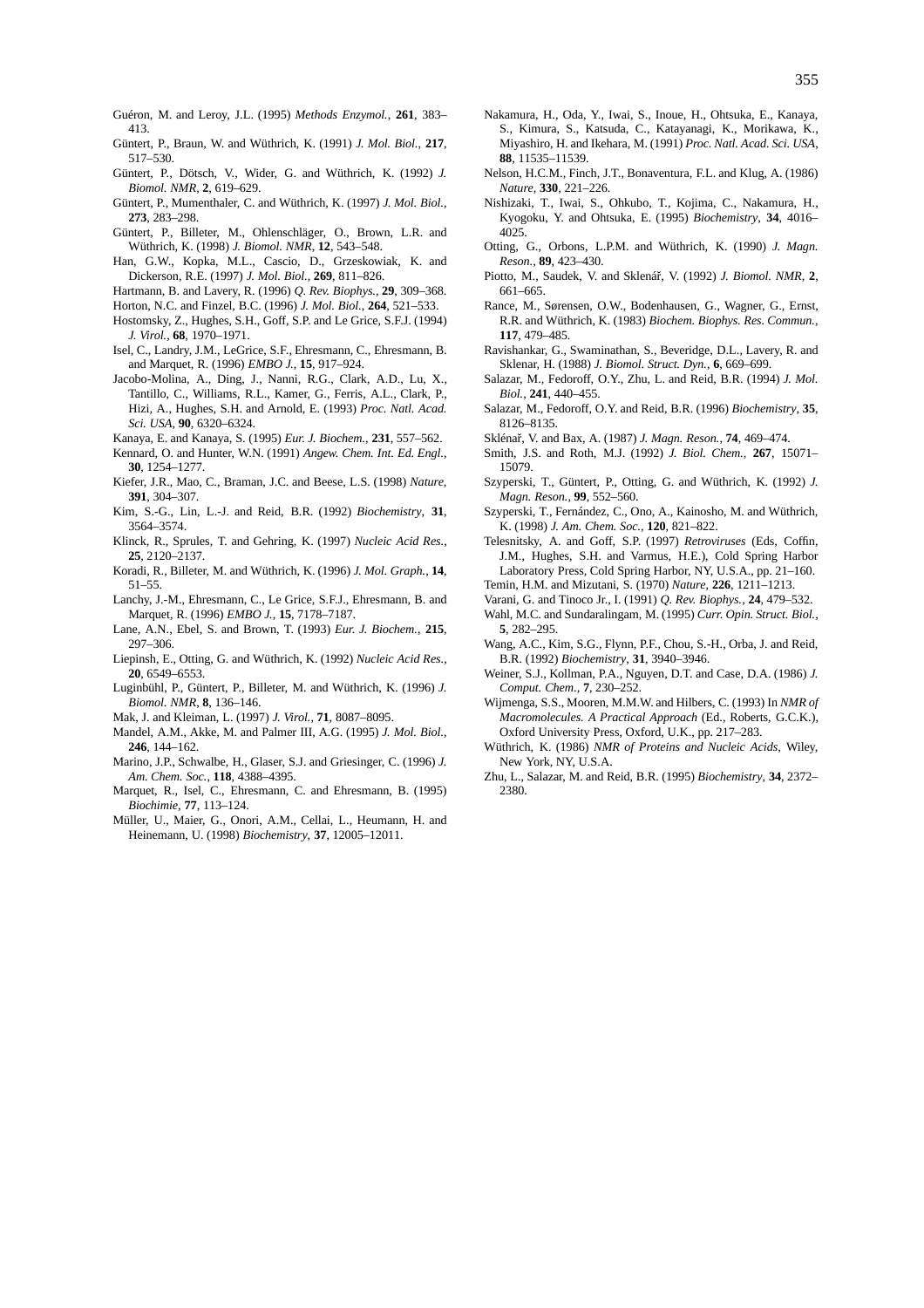Guéron, M. and Leroy, J.L. (1995) *Methods Enzymol.*, **261**, 383–413.

Güntert, P., Braun, W. and Wüthrich, K. (1991) *J. Mol. Biol.*, **217**, 517–530.

Güntert, P., Dötsch, V., Wider, G. and Wüthrich, K. (1992) *J. Biomol. NMR*, **2**, 619–629.

Güntert, P., Mumenthaler, C. and Wüthrich, K. (1997) *J. Mol. Biol.*, **273**, 283–298.

Güntert, P., Billeter, M., Ohlenschläger, O., Brown, L.R. and Wüthrich, K. (1998) *J. Biomol. NMR*, **12**, 543–548.

Han, G.W., Kopka, M.L., Cascio, D., Grzeskowiak, K. and Dickerson, R.E. (1997) *J. Mol. Biol.*, **269**, 811–826.

Hartmann, B. and Lavery, R. (1996) *Q. Rev. Biophys.*, **29**, 309–368.

Horton, N.C. and Finzel, B.C. (1996) *J. Mol. Biol.*, **264**, 521–533.

Hostomsky, Z., Hughes, S.H., Goff, S.P. and Le Grice, S.F.J. (1994) *J. Virol.*, **68**, 1970–1971.

Isel, C., Landry, J.M., LeGrice, S.F., Ehresmann, C., Ehresmann, B. and Marquet, R. (1996) *EMBO J.*, **15**, 917–924.

Jacobo-Molina, A., Ding, J., Nanni, R.G., Clark, A.D., Lu, X., Tantillo, C., Williams, R.L., Kamer, G., Ferris, A.L., Clark, P., Hizi, A., Hughes, S.H. and Arnold, E. (1993) *Proc. Natl. Acad. Sci. USA*, **90**, 6320–6324.

Kanaya, E. and Kanaya, S. (1995) *Eur. J. Biochem.*, **231**, 557–562.

Kennard, O. and Hunter, W.N. (1991) *Angew. Chem. Int. Ed. Engl.*, **30**, 1254–1277.

Kiefer, J.R., Mao, C., Braman, J.C. and Beese, L.S. (1998) *Nature*, **391**, 304–307.

Kim, S.-G., Lin, L.-J. and Reid, B.R. (1992) *Biochemistry*, **31**, 3564–3574.

Klinck, R., Sprules, T. and Gehring, K. (1997) *Nucleic Acid Res.*, **25**, 2120–2137.

Koradi, R., Billeter, M. and Wüthrich, K. (1996) *J. Mol. Graph.*, **14**, 51–55.

Lanchy, J.-M., Ehresmann, C., Le Grice, S.F.J., Ehresmann, B. and Marquet, R. (1996) *EMBO J.*, **15**, 7178–7187.

Lane, A.N., Ebel, S. and Brown, T. (1993) *Eur. J. Biochem.*, **215**, 297–306.

Liepinsh, E., Otting, G. and Wüthrich, K. (1992) *Nucleic Acid Res.*, **20**, 6549–6553.

Luginbühl, P., Güntert, P., Billeter, M. and Wüthrich, K. (1996) *J. Biomol. NMR*, **8**, 136–146.

Mak, J. and Kleiman, L. (1997) *J. Virol.*, **71**, 8087–8095.

Mandel, A.M., Akke, M. and Palmer III, A.G. (1995) *J. Mol. Biol.*, **246**, 144–162.

Marino, J.P., Schwalbe, H., Glaser, S.J. and Griesinger, C. (1996) *J. Am. Chem. Soc.*, **118**, 4388–4395.

Marquet, R., Isel, C., Ehresmann, C. and Ehresmann, B. (1995) *Biochimie*, **77**, 113–124.

Müller, U., Maier, G., Onori, A.M., Cellai, L., Heumann, H. and Heinemann, U. (1998) *Biochemistry*, **37**, 12005–12011.

Nakamura, H., Oda, Y., Iwai, S., Inoue, H., Ohtsuka, E., Kanaya, S., Kimura, S., Katsuda, C., Katayanagi, K., Morikawa, K., Miyashiro, H. and Ikehara, M. (1991) *Proc. Natl. Acad. Sci. USA*, **88**, 11535–11539.

Nelson, H.C.M., Finch, J.T., Bonaventura, F.L. and Klug, A. (1986) *Nature*, **330**, 221–226.

Nishizaki, T., Iwai, S., Ohkubo, T., Kojima, C., Nakamura, H., Kyogoku, Y. and Ohtsuka, E. (1995) *Biochemistry*, **34**, 4016–4025.

Otting, G., Orbons, L.P.M. and Wüthrich, K. (1990) *J. Magn. Reson.*, **89**, 423–430.

Piotto, M., Saudek, V. and Sklenář, V. (1992) *J. Biomol. NMR*, **2**, 661–665.

Rance, M., Sørensen, O.W., Bodenhausen, G., Wagner, G., Ernst, R.R. and Wüthrich, K. (1983) *Biochem. Biophys. Res. Commun.*, **117**, 479–485.

Ravishankar, G., Swaminathan, S., Beveridge, D.L., Lavery, R. and Sklenar, H. (1988) *J. Biomol. Struct. Dyn.*, **6**, 669–699.

Salazar, M., Fedoroff, O.Y., Zhu, L. and Reid, B.R. (1994) *J. Mol. Biol.*, **241**, 440–455.

Salazar, M., Fedoroff, O.Y. and Reid, B.R. (1996) *Biochemistry*, **35**, 8126–8135.

Sklénař, V. and Bax, A. (1987) *J. Magn. Reson.*, **74**, 469–474.

Smith, J.S. and Roth, M.J. (1992) *J. Biol. Chem.*, **267**, 15071–15079.

Szyperski, T., Güntert, P., Otting, G. and Wüthrich, K. (1992) *J. Magn. Reson.*, **99**, 552–560.

Szyperski, T., Fernández, C., Ono, A., Kainosho, M. and Wüthrich, K. (1998) *J. Am. Chem. Soc.*, **120**, 821–822.

Telesnitsky, A. and Goff, S.P. (1997) *Retroviruses* (Eds, Coffin, J.M., Hughes, S.H. and Varmus, H.E.), Cold Spring Harbor Laboratory Press, Cold Spring Harbor, NY, U.S.A., pp. 21–160.

Temin, H.M. and Mizutani, S. (1970) *Nature*, **226**, 1211–1213.

Varani, G. and Tinoco Jr., I. (1991) *Q. Rev. Biophys.*, **24**, 479–532.

Wahl, M.C. and Sundaralingam, M. (1995) *Curr. Opin. Struct. Biol.*, **5**, 282–295.

Wang, A.C., Kim, S.G., Flynn, P.F., Chou, S.-H., Orba, J. and Reid, B.R. (1992) *Biochemistry*, **31**, 3940–3946.

Weiner, S.J., Kollman, P.A., Nguyen, D.T. and Case, D.A. (1986) *J. Comput. Chem.*, **7**, 230–252.

Wijmenga, S.S., Mooren, M.M.W. and Hilbers, C. (1993) In *NMR of Macromolecules. A Practical Approach* (Ed., Roberts, G.C.K.), Oxford University Press, Oxford, U.K., pp. 217–283.

Wüthrich, K. (1986) *NMR of Proteins and Nucleic Acids*, Wiley, New York, NY, U.S.A.

Zhu, L., Salazar, M. and Reid, B.R. (1995) *Biochemistry*, **34**, 2372–2380.